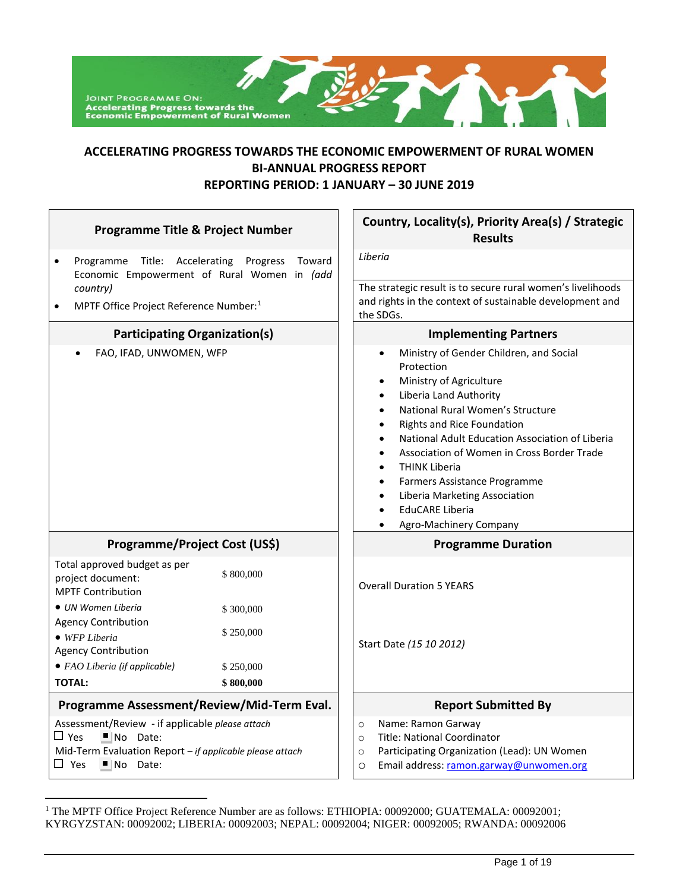JOINT PROGRAMME ON: Accelerating Progress towards the Economic Empowerment of Rural Women

# ACCELERATING PROGRESS TOWARDS THE ECONOMIC EMPOWERMENT OF RURAL WOMEN
## BI-ANNUAL PROGRESS REPORT
## REPORTING PERIOD: 1 JANUARY – 30 JUNE 2019

| Programme Title & Project Number | Country, Locality(s), Priority Area(s) / Strategic Results |
|---|---|
| • Programme Title: Accelerating Progress Toward Economic Empowerment of Rural Women in *(add country)*<br>• MPTF Office Project Reference Number:[1] | *Liberia*<br><br>The strategic result is to secure rural women's livelihoods and rights in the context of sustainable development and the SDGs. |
| **Participating Organization(s)** | **Implementing Partners** |
| • FAO, IFAD, UNWOMEN, WFP | • Ministry of Gender Children, and Social Protection<br>• Ministry of Agriculture<br>• Liberia Land Authority<br>• National Rural Women's Structure<br>• Rights and Rice Foundation<br>• National Adult Education Association of Liberia<br>• Association of Women in Cross Border Trade<br>• THINK Liberia<br>• Farmers Assistance Programme<br>• Liberia Marketing Association<br>• EduCARE Liberia<br>• Agro-Machinery Company |
| **Programme/Project Cost (US$)** | **Programme Duration** |
| Total approved budget as per project document: $ 800,000<br>MPTF Contribution<br>• *UN Women Liberia* $ 300,000<br>Agency Contribution<br>• *WFP Liberia* $ 250,000<br>Agency Contribution<br>• *FAO Liberia (if applicable)* $ 250,000<br>**TOTAL: $ 800,000** | Overall Duration 5 YEARS<br><br>Start Date *(15 10 2012)* |
| **Programme Assessment/Review/Mid-Term Eval.** | **Report Submitted By** |
| Assessment/Review - if applicable *please attach*<br>☐ Yes ■ No Date:<br>Mid-Term Evaluation Report – *if applicable please attach*<br>☐ Yes ■ No Date: | ○ Name: Ramon Garway<br>○ Title: National Coordinator<br>○ Participating Organization (Lead): UN Women<br>○ Email address: ramon.garway@unwomen.org |

[1] The MPTF Office Project Reference Number are as follows: ETHIOPIA: 00092000; GUATEMALA: 00092001; KYRGYZSTAN: 00092002; LIBERIA: 00092003; NEPAL: 00092004; NIGER: 00092005; RWANDA: 00092006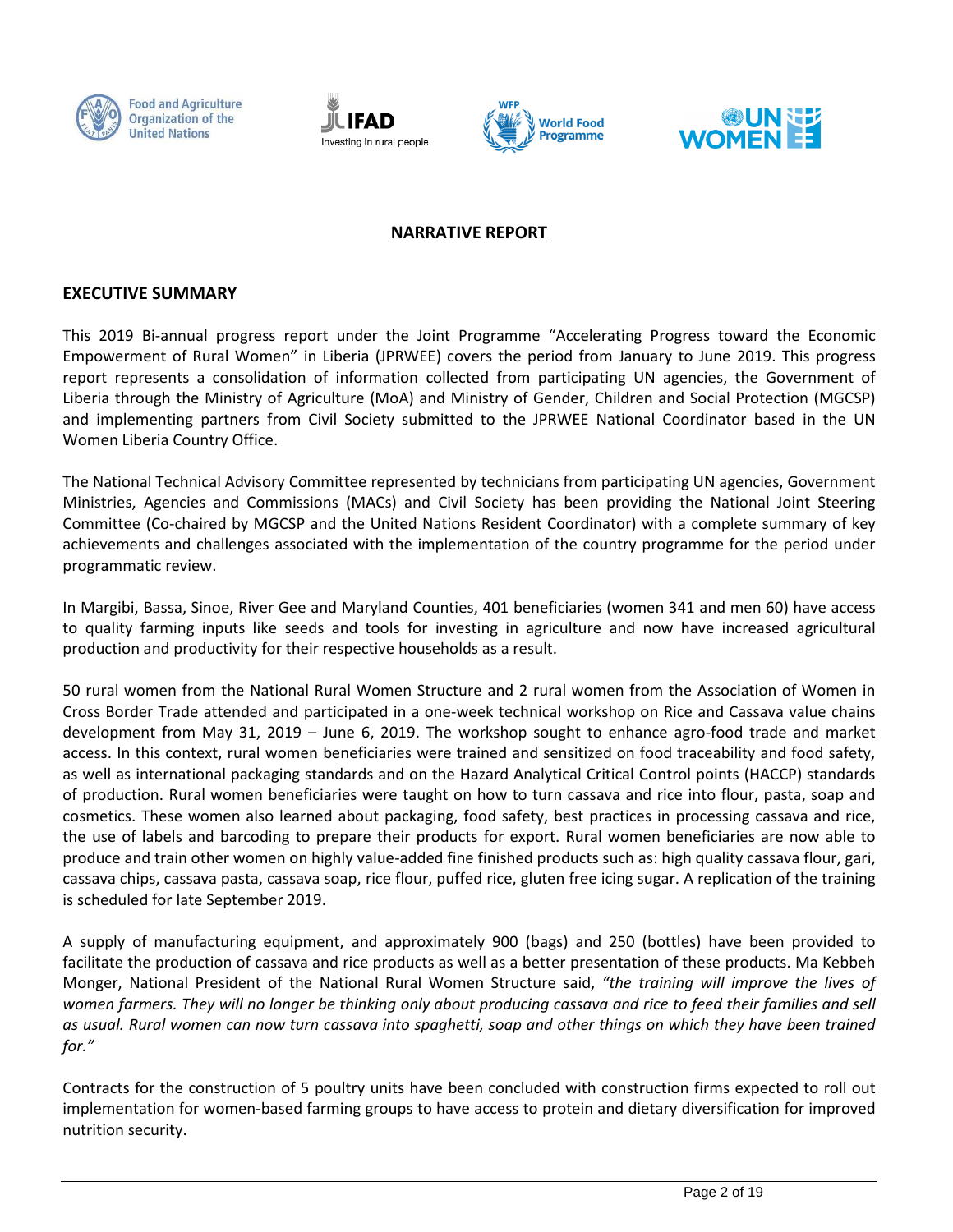## NARRATIVE REPORT

## EXECUTIVE SUMMARY

This 2019 Bi-annual progress report under the Joint Programme "Accelerating Progress toward the Economic Empowerment of Rural Women" in Liberia (JPRWEE) covers the period from January to June 2019. This progress report represents a consolidation of information collected from participating UN agencies, the Government of Liberia through the Ministry of Agriculture (MoA) and Ministry of Gender, Children and Social Protection (MGCSP) and implementing partners from Civil Society submitted to the JPRWEE National Coordinator based in the UN Women Liberia Country Office.

The National Technical Advisory Committee represented by technicians from participating UN agencies, Government Ministries, Agencies and Commissions (MACs) and Civil Society has been providing the National Joint Steering Committee (Co-chaired by MGCSP and the United Nations Resident Coordinator) with a complete summary of key achievements and challenges associated with the implementation of the country programme for the period under programmatic review.

In Margibi, Bassa, Sinoe, River Gee and Maryland Counties, 401 beneficiaries (women 341 and men 60) have access to quality farming inputs like seeds and tools for investing in agriculture and now have increased agricultural production and productivity for their respective households as a result.

50 rural women from the National Rural Women Structure and 2 rural women from the Association of Women in Cross Border Trade attended and participated in a one-week technical workshop on Rice and Cassava value chains development from May 31, 2019 – June 6, 2019. The workshop sought to enhance agro-food trade and market access. In this context, rural women beneficiaries were trained and sensitized on food traceability and food safety, as well as international packaging standards and on the Hazard Analytical Critical Control points (HACCP) standards of production. Rural women beneficiaries were taught on how to turn cassava and rice into flour, pasta, soap and cosmetics. These women also learned about packaging, food safety, best practices in processing cassava and rice, the use of labels and barcoding to prepare their products for export. Rural women beneficiaries are now able to produce and train other women on highly value-added fine finished products such as: high quality cassava flour, gari, cassava chips, cassava pasta, cassava soap, rice flour, puffed rice, gluten free icing sugar. A replication of the training is scheduled for late September 2019.

A supply of manufacturing equipment, and approximately 900 (bags) and 250 (bottles) have been provided to facilitate the production of cassava and rice products as well as a better presentation of these products. Ma Kebbeh Monger, National President of the National Rural Women Structure said, *"the training will improve the lives of women farmers. They will no longer be thinking only about producing cassava and rice to feed their families and sell as usual. Rural women can now turn cassava into spaghetti, soap and other things on which they have been trained for."*

Contracts for the construction of 5 poultry units have been concluded with construction firms expected to roll out implementation for women-based farming groups to have access to protein and dietary diversification for improved nutrition security.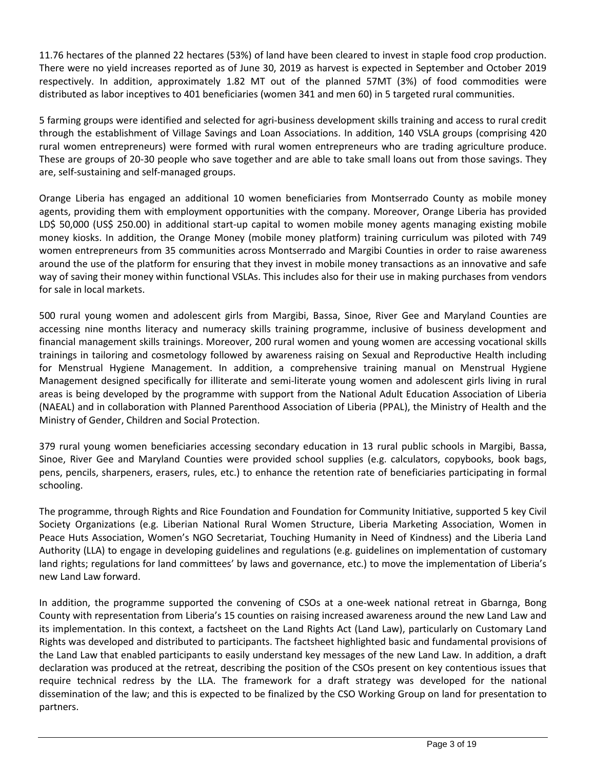11.76 hectares of the planned 22 hectares (53%) of land have been cleared to invest in staple food crop production. There were no yield increases reported as of June 30, 2019 as harvest is expected in September and October 2019 respectively. In addition, approximately 1.82 MT out of the planned 57MT (3%) of food commodities were distributed as labor inceptives to 401 beneficiaries (women 341 and men 60) in 5 targeted rural communities.

5 farming groups were identified and selected for agri-business development skills training and access to rural credit through the establishment of Village Savings and Loan Associations. In addition, 140 VSLA groups (comprising 420 rural women entrepreneurs) were formed with rural women entrepreneurs who are trading agriculture produce. These are groups of 20-30 people who save together and are able to take small loans out from those savings. They are, self-sustaining and self-managed groups.

Orange Liberia has engaged an additional 10 women beneficiaries from Montserrado County as mobile money agents, providing them with employment opportunities with the company. Moreover, Orange Liberia has provided LD$ 50,000 (US$ 250.00) in additional start-up capital to women mobile money agents managing existing mobile money kiosks. In addition, the Orange Money (mobile money platform) training curriculum was piloted with 749 women entrepreneurs from 35 communities across Montserrado and Margibi Counties in order to raise awareness around the use of the platform for ensuring that they invest in mobile money transactions as an innovative and safe way of saving their money within functional VSLAs. This includes also for their use in making purchases from vendors for sale in local markets.

500 rural young women and adolescent girls from Margibi, Bassa, Sinoe, River Gee and Maryland Counties are accessing nine months literacy and numeracy skills training programme, inclusive of business development and financial management skills trainings. Moreover, 200 rural women and young women are accessing vocational skills trainings in tailoring and cosmetology followed by awareness raising on Sexual and Reproductive Health including for Menstrual Hygiene Management. In addition, a comprehensive training manual on Menstrual Hygiene Management designed specifically for illiterate and semi-literate young women and adolescent girls living in rural areas is being developed by the programme with support from the National Adult Education Association of Liberia (NAEAL) and in collaboration with Planned Parenthood Association of Liberia (PPAL), the Ministry of Health and the Ministry of Gender, Children and Social Protection.

379 rural young women beneficiaries accessing secondary education in 13 rural public schools in Margibi, Bassa, Sinoe, River Gee and Maryland Counties were provided school supplies (e.g. calculators, copybooks, book bags, pens, pencils, sharpeners, erasers, rules, etc.) to enhance the retention rate of beneficiaries participating in formal schooling.

The programme, through Rights and Rice Foundation and Foundation for Community Initiative, supported 5 key Civil Society Organizations (e.g. Liberian National Rural Women Structure, Liberia Marketing Association, Women in Peace Huts Association, Women's NGO Secretariat, Touching Humanity in Need of Kindness) and the Liberia Land Authority (LLA) to engage in developing guidelines and regulations (e.g. guidelines on implementation of customary land rights; regulations for land committees' by laws and governance, etc.) to move the implementation of Liberia's new Land Law forward.

In addition, the programme supported the convening of CSOs at a one-week national retreat in Gbarnga, Bong County with representation from Liberia's 15 counties on raising increased awareness around the new Land Law and its implementation. In this context, a factsheet on the Land Rights Act (Land Law), particularly on Customary Land Rights was developed and distributed to participants. The factsheet highlighted basic and fundamental provisions of the Land Law that enabled participants to easily understand key messages of the new Land Law. In addition, a draft declaration was produced at the retreat, describing the position of the CSOs present on key contentious issues that require technical redress by the LLA. The framework for a draft strategy was developed for the national dissemination of the law; and this is expected to be finalized by the CSO Working Group on land for presentation to partners.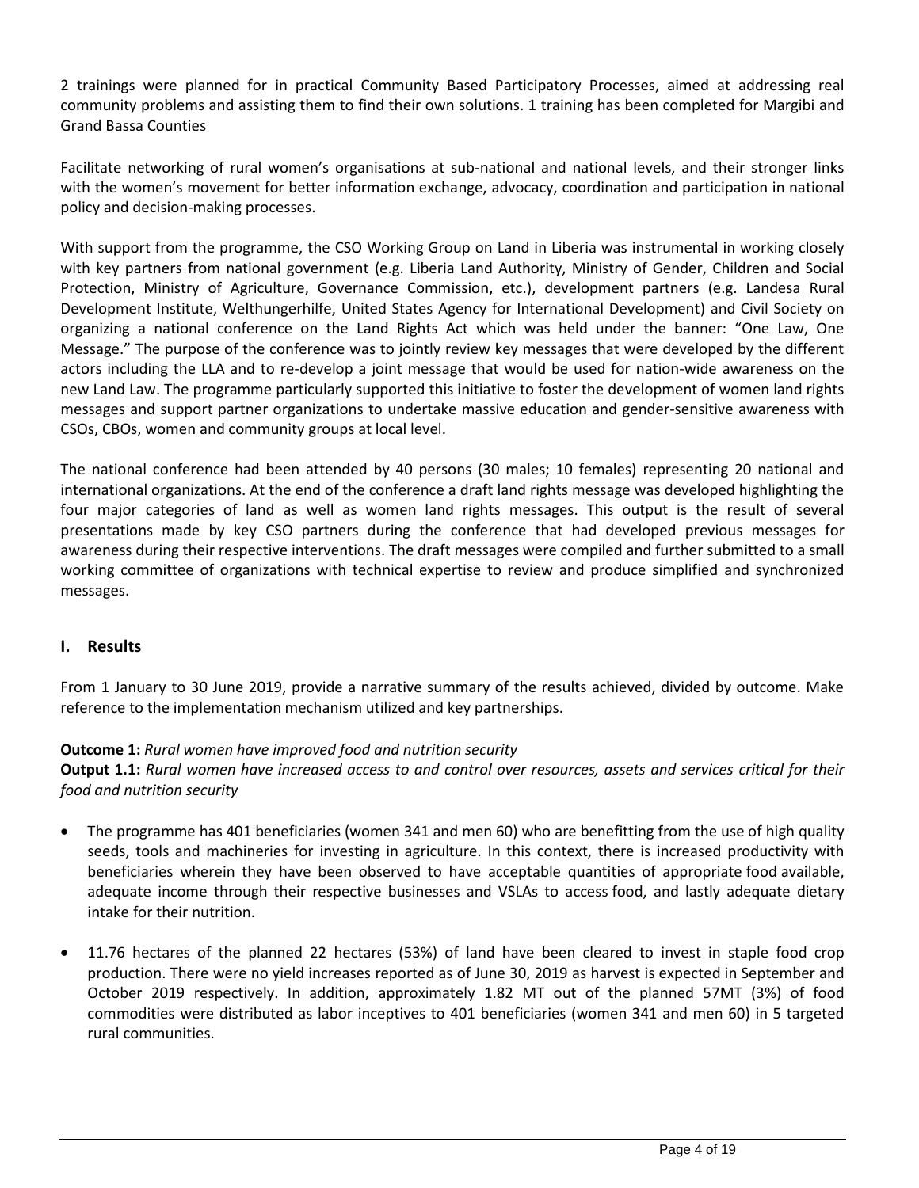2 trainings were planned for in practical Community Based Participatory Processes, aimed at addressing real community problems and assisting them to find their own solutions. 1 training has been completed for Margibi and Grand Bassa Counties

Facilitate networking of rural women's organisations at sub-national and national levels, and their stronger links with the women's movement for better information exchange, advocacy, coordination and participation in national policy and decision-making processes.

With support from the programme, the CSO Working Group on Land in Liberia was instrumental in working closely with key partners from national government (e.g. Liberia Land Authority, Ministry of Gender, Children and Social Protection, Ministry of Agriculture, Governance Commission, etc.), development partners (e.g. Landesa Rural Development Institute, Welthungerhilfe, United States Agency for International Development) and Civil Society on organizing a national conference on the Land Rights Act which was held under the banner: "One Law, One Message." The purpose of the conference was to jointly review key messages that were developed by the different actors including the LLA and to re-develop a joint message that would be used for nation-wide awareness on the new Land Law. The programme particularly supported this initiative to foster the development of women land rights messages and support partner organizations to undertake massive education and gender-sensitive awareness with CSOs, CBOs, women and community groups at local level.

The national conference had been attended by 40 persons (30 males; 10 females) representing 20 national and international organizations. At the end of the conference a draft land rights message was developed highlighting the four major categories of land as well as women land rights messages. This output is the result of several presentations made by key CSO partners during the conference that had developed previous messages for awareness during their respective interventions. The draft messages were compiled and further submitted to a small working committee of organizations with technical expertise to review and produce simplified and synchronized messages.

## I. Results

From 1 January to 30 June 2019, provide a narrative summary of the results achieved, divided by outcome. Make reference to the implementation mechanism utilized and key partnerships.

**Outcome 1:** *Rural women have improved food and nutrition security*
**Output 1.1:** *Rural women have increased access to and control over resources, assets and services critical for their food and nutrition security*

- The programme has 401 beneficiaries (women 341 and men 60) who are benefitting from the use of high quality seeds, tools and machineries for investing in agriculture. In this context, there is increased productivity with beneficiaries wherein they have been observed to have acceptable quantities of appropriate food available, adequate income through their respective businesses and VSLAs to access food, and lastly adequate dietary intake for their nutrition.

- 11.76 hectares of the planned 22 hectares (53%) of land have been cleared to invest in staple food crop production. There were no yield increases reported as of June 30, 2019 as harvest is expected in September and October 2019 respectively. In addition, approximately 1.82 MT out of the planned 57MT (3%) of food commodities were distributed as labor inceptives to 401 beneficiaries (women 341 and men 60) in 5 targeted rural communities.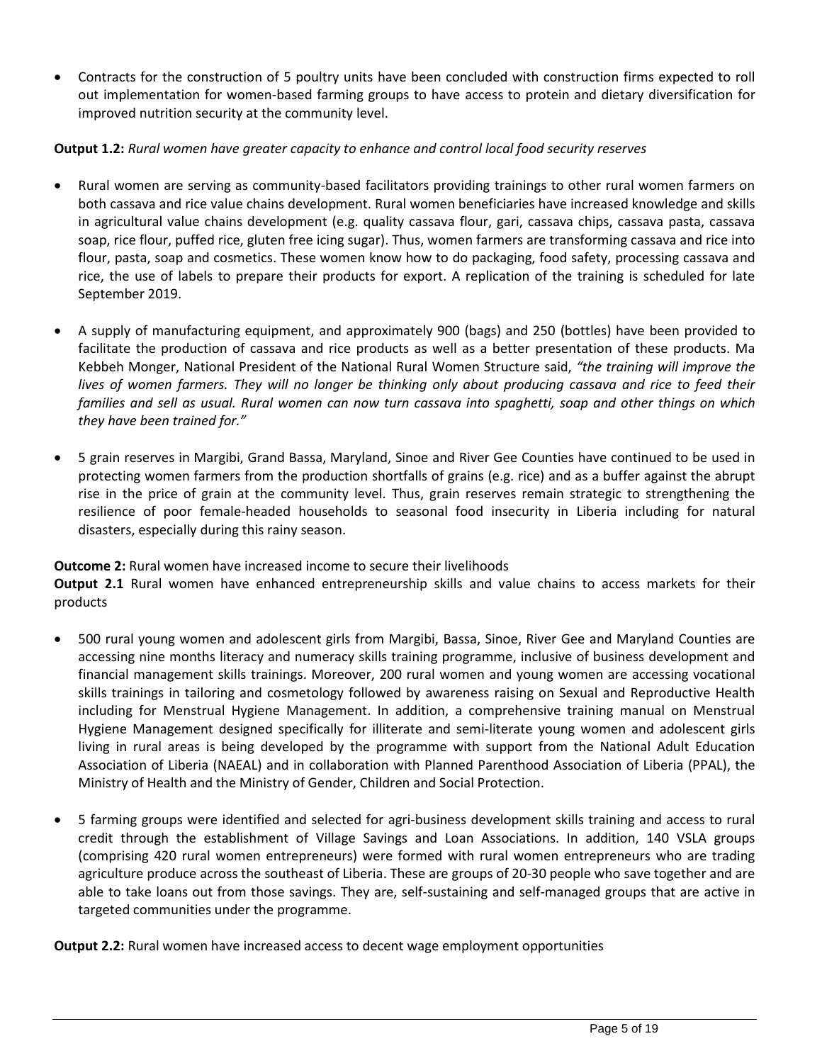- Contracts for the construction of 5 poultry units have been concluded with construction firms expected to roll out implementation for women-based farming groups to have access to protein and dietary diversification for improved nutrition security at the community level.

**Output 1.2:** *Rural women have greater capacity to enhance and control local food security reserves*

- Rural women are serving as community-based facilitators providing trainings to other rural women farmers on both cassava and rice value chains development. Rural women beneficiaries have increased knowledge and skills in agricultural value chains development (e.g. quality cassava flour, gari, cassava chips, cassava pasta, cassava soap, rice flour, puffed rice, gluten free icing sugar). Thus, women farmers are transforming cassava and rice into flour, pasta, soap and cosmetics. These women know how to do packaging, food safety, processing cassava and rice, the use of labels to prepare their products for export. A replication of the training is scheduled for late September 2019.

- A supply of manufacturing equipment, and approximately 900 (bags) and 250 (bottles) have been provided to facilitate the production of cassava and rice products as well as a better presentation of these products. Ma Kebbeh Monger, National President of the National Rural Women Structure said, *"the training will improve the lives of women farmers. They will no longer be thinking only about producing cassava and rice to feed their families and sell as usual. Rural women can now turn cassava into spaghetti, soap and other things on which they have been trained for."*

- 5 grain reserves in Margibi, Grand Bassa, Maryland, Sinoe and River Gee Counties have continued to be used in protecting women farmers from the production shortfalls of grains (e.g. rice) and as a buffer against the abrupt rise in the price of grain at the community level. Thus, grain reserves remain strategic to strengthening the resilience of poor female-headed households to seasonal food insecurity in Liberia including for natural disasters, especially during this rainy season.

**Outcome 2:** Rural women have increased income to secure their livelihoods
**Output 2.1** Rural women have enhanced entrepreneurship skills and value chains to access markets for their products

- 500 rural young women and adolescent girls from Margibi, Bassa, Sinoe, River Gee and Maryland Counties are accessing nine months literacy and numeracy skills training programme, inclusive of business development and financial management skills trainings. Moreover, 200 rural women and young women are accessing vocational skills trainings in tailoring and cosmetology followed by awareness raising on Sexual and Reproductive Health including for Menstrual Hygiene Management. In addition, a comprehensive training manual on Menstrual Hygiene Management designed specifically for illiterate and semi-literate young women and adolescent girls living in rural areas is being developed by the programme with support from the National Adult Education Association of Liberia (NAEAL) and in collaboration with Planned Parenthood Association of Liberia (PPAL), the Ministry of Health and the Ministry of Gender, Children and Social Protection.

- 5 farming groups were identified and selected for agri-business development skills training and access to rural credit through the establishment of Village Savings and Loan Associations. In addition, 140 VSLA groups (comprising 420 rural women entrepreneurs) were formed with rural women entrepreneurs who are trading agriculture produce across the southeast of Liberia. These are groups of 20-30 people who save together and are able to take loans out from those savings. They are, self-sustaining and self-managed groups that are active in targeted communities under the programme.

**Output 2.2:** Rural women have increased access to decent wage employment opportunities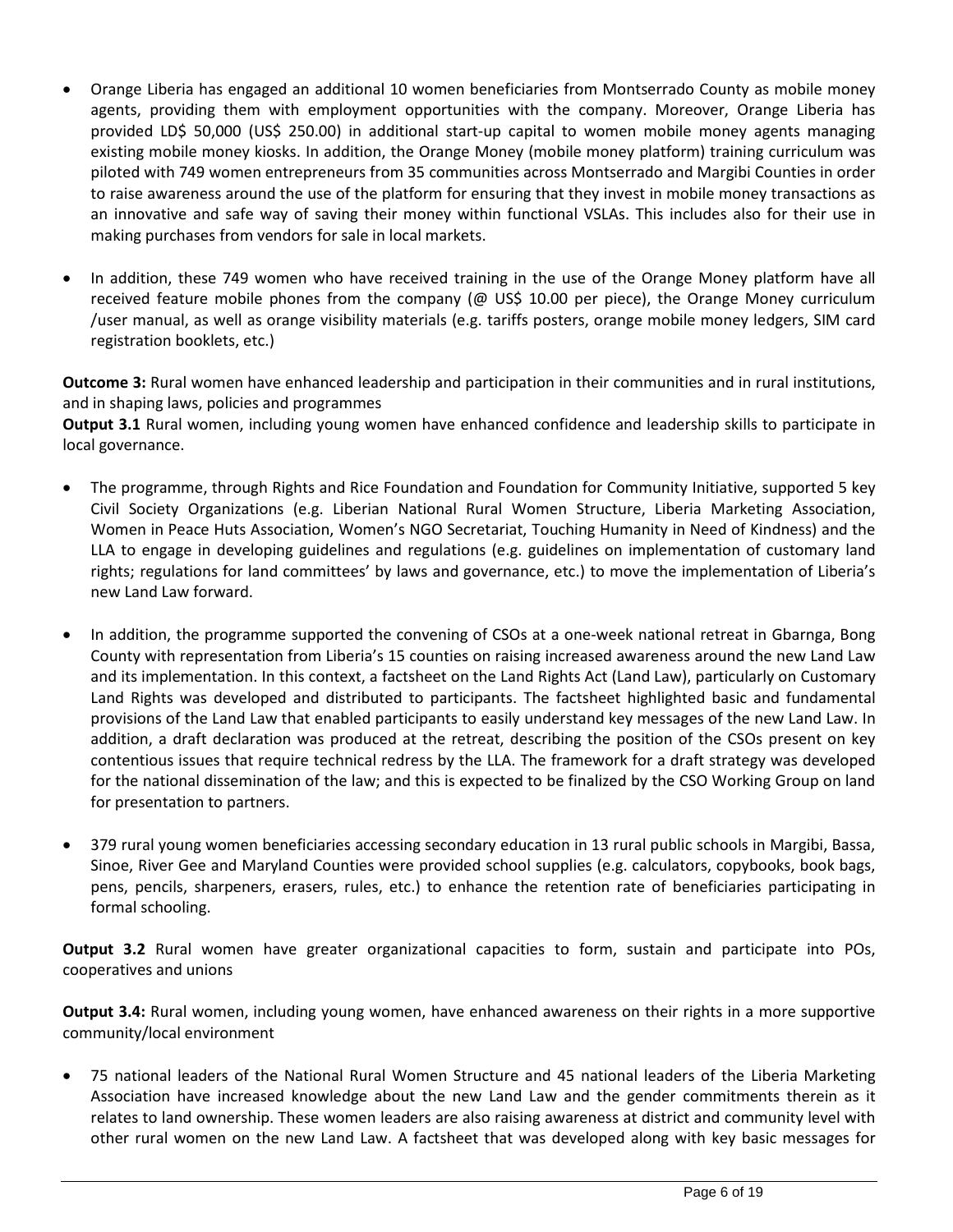- Orange Liberia has engaged an additional 10 women beneficiaries from Montserrado County as mobile money agents, providing them with employment opportunities with the company. Moreover, Orange Liberia has provided LD$ 50,000 (US$ 250.00) in additional start-up capital to women mobile money agents managing existing mobile money kiosks. In addition, the Orange Money (mobile money platform) training curriculum was piloted with 749 women entrepreneurs from 35 communities across Montserrado and Margibi Counties in order to raise awareness around the use of the platform for ensuring that they invest in mobile money transactions as an innovative and safe way of saving their money within functional VSLAs. This includes also for their use in making purchases from vendors for sale in local markets.

- In addition, these 749 women who have received training in the use of the Orange Money platform have all received feature mobile phones from the company (@ US$ 10.00 per piece), the Orange Money curriculum /user manual, as well as orange visibility materials (e.g. tariffs posters, orange mobile money ledgers, SIM card registration booklets, etc.)

**Outcome 3:** Rural women have enhanced leadership and participation in their communities and in rural institutions, and in shaping laws, policies and programmes
**Output 3.1** Rural women, including young women have enhanced confidence and leadership skills to participate in local governance.

- The programme, through Rights and Rice Foundation and Foundation for Community Initiative, supported 5 key Civil Society Organizations (e.g. Liberian National Rural Women Structure, Liberia Marketing Association, Women in Peace Huts Association, Women's NGO Secretariat, Touching Humanity in Need of Kindness) and the LLA to engage in developing guidelines and regulations (e.g. guidelines on implementation of customary land rights; regulations for land committees' by laws and governance, etc.) to move the implementation of Liberia's new Land Law forward.

- In addition, the programme supported the convening of CSOs at a one-week national retreat in Gbarnga, Bong County with representation from Liberia's 15 counties on raising increased awareness around the new Land Law and its implementation. In this context, a factsheet on the Land Rights Act (Land Law), particularly on Customary Land Rights was developed and distributed to participants. The factsheet highlighted basic and fundamental provisions of the Land Law that enabled participants to easily understand key messages of the new Land Law. In addition, a draft declaration was produced at the retreat, describing the position of the CSOs present on key contentious issues that require technical redress by the LLA. The framework for a draft strategy was developed for the national dissemination of the law; and this is expected to be finalized by the CSO Working Group on land for presentation to partners.

- 379 rural young women beneficiaries accessing secondary education in 13 rural public schools in Margibi, Bassa, Sinoe, River Gee and Maryland Counties were provided school supplies (e.g. calculators, copybooks, book bags, pens, pencils, sharpeners, erasers, rules, etc.) to enhance the retention rate of beneficiaries participating in formal schooling.

**Output 3.2** Rural women have greater organizational capacities to form, sustain and participate into POs, cooperatives and unions

**Output 3.4:** Rural women, including young women, have enhanced awareness on their rights in a more supportive community/local environment

- 75 national leaders of the National Rural Women Structure and 45 national leaders of the Liberia Marketing Association have increased knowledge about the new Land Law and the gender commitments therein as it relates to land ownership. These women leaders are also raising awareness at district and community level with other rural women on the new Land Law. A factsheet that was developed along with key basic messages for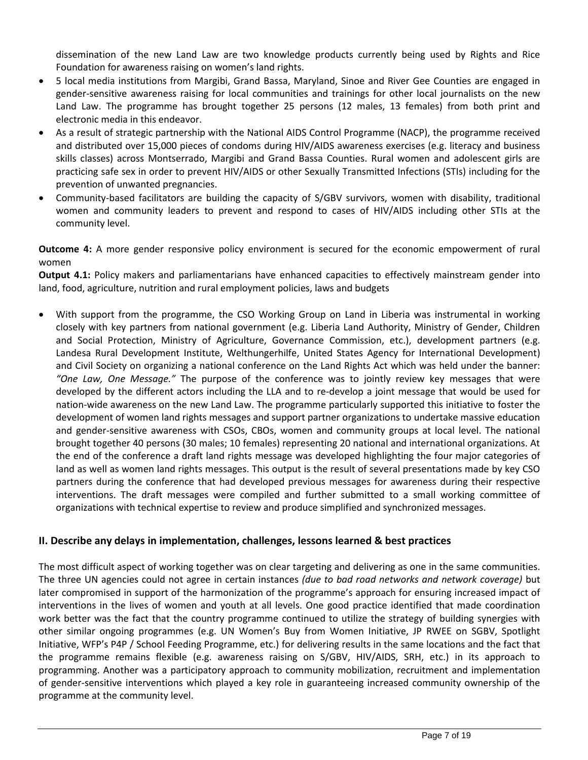dissemination of the new Land Law are two knowledge products currently being used by Rights and Rice Foundation for awareness raising on women's land rights.

- 5 local media institutions from Margibi, Grand Bassa, Maryland, Sinoe and River Gee Counties are engaged in gender-sensitive awareness raising for local communities and trainings for other local journalists on the new Land Law. The programme has brought together 25 persons (12 males, 13 females) from both print and electronic media in this endeavor.
- As a result of strategic partnership with the National AIDS Control Programme (NACP), the programme received and distributed over 15,000 pieces of condoms during HIV/AIDS awareness exercises (e.g. literacy and business skills classes) across Montserrado, Margibi and Grand Bassa Counties. Rural women and adolescent girls are practicing safe sex in order to prevent HIV/AIDS or other Sexually Transmitted Infections (STIs) including for the prevention of unwanted pregnancies.
- Community-based facilitators are building the capacity of S/GBV survivors, women with disability, traditional women and community leaders to prevent and respond to cases of HIV/AIDS including other STIs at the community level.

**Outcome 4:** A more gender responsive policy environment is secured for the economic empowerment of rural women

**Output 4.1:** Policy makers and parliamentarians have enhanced capacities to effectively mainstream gender into land, food, agriculture, nutrition and rural employment policies, laws and budgets

- With support from the programme, the CSO Working Group on Land in Liberia was instrumental in working closely with key partners from national government (e.g. Liberia Land Authority, Ministry of Gender, Children and Social Protection, Ministry of Agriculture, Governance Commission, etc.), development partners (e.g. Landesa Rural Development Institute, Welthungerhilfe, United States Agency for International Development) and Civil Society on organizing a national conference on the Land Rights Act which was held under the banner: *"One Law, One Message."* The purpose of the conference was to jointly review key messages that were developed by the different actors including the LLA and to re-develop a joint message that would be used for nation-wide awareness on the new Land Law. The programme particularly supported this initiative to foster the development of women land rights messages and support partner organizations to undertake massive education and gender-sensitive awareness with CSOs, CBOs, women and community groups at local level. The national brought together 40 persons (30 males; 10 females) representing 20 national and international organizations. At the end of the conference a draft land rights message was developed highlighting the four major categories of land as well as women land rights messages. This output is the result of several presentations made by key CSO partners during the conference that had developed previous messages for awareness during their respective interventions. The draft messages were compiled and further submitted to a small working committee of organizations with technical expertise to review and produce simplified and synchronized messages.

## II. Describe any delays in implementation, challenges, lessons learned & best practices

The most difficult aspect of working together was on clear targeting and delivering as one in the same communities. The three UN agencies could not agree in certain instances *(due to bad road networks and network coverage)* but later compromised in support of the harmonization of the programme's approach for ensuring increased impact of interventions in the lives of women and youth at all levels. One good practice identified that made coordination work better was the fact that the country programme continued to utilize the strategy of building synergies with other similar ongoing programmes (e.g. UN Women's Buy from Women Initiative, JP RWEE on SGBV, Spotlight Initiative, WFP's P4P / School Feeding Programme, etc.) for delivering results in the same locations and the fact that the programme remains flexible (e.g. awareness raising on S/GBV, HIV/AIDS, SRH, etc.) in its approach to programming. Another was a participatory approach to community mobilization, recruitment and implementation of gender-sensitive interventions which played a key role in guaranteeing increased community ownership of the programme at the community level.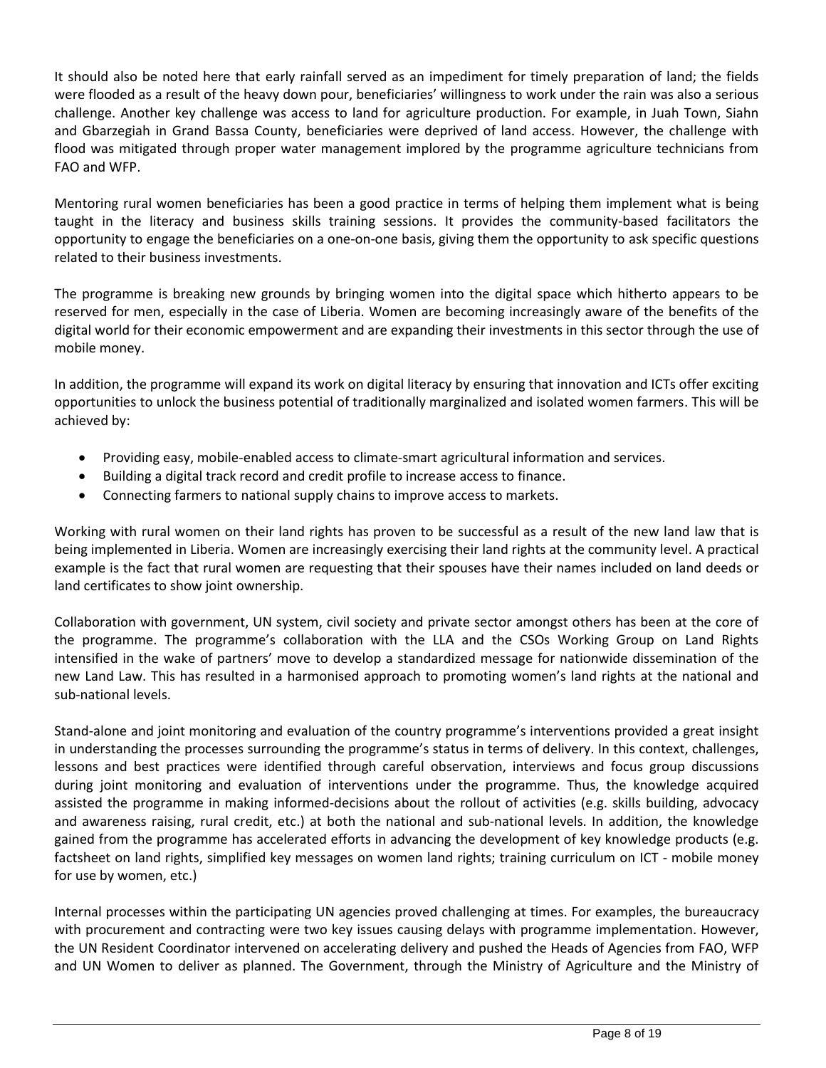It should also be noted here that early rainfall served as an impediment for timely preparation of land; the fields were flooded as a result of the heavy down pour, beneficiaries' willingness to work under the rain was also a serious challenge. Another key challenge was access to land for agriculture production. For example, in Juah Town, Siahn and Gbarzegiah in Grand Bassa County, beneficiaries were deprived of land access. However, the challenge with flood was mitigated through proper water management implored by the programme agriculture technicians from FAO and WFP.

Mentoring rural women beneficiaries has been a good practice in terms of helping them implement what is being taught in the literacy and business skills training sessions. It provides the community-based facilitators the opportunity to engage the beneficiaries on a one-on-one basis, giving them the opportunity to ask specific questions related to their business investments.

The programme is breaking new grounds by bringing women into the digital space which hitherto appears to be reserved for men, especially in the case of Liberia. Women are becoming increasingly aware of the benefits of the digital world for their economic empowerment and are expanding their investments in this sector through the use of mobile money.

In addition, the programme will expand its work on digital literacy by ensuring that innovation and ICTs offer exciting opportunities to unlock the business potential of traditionally marginalized and isolated women farmers. This will be achieved by:

- Providing easy, mobile-enabled access to climate-smart agricultural information and services.
- Building a digital track record and credit profile to increase access to finance.
- Connecting farmers to national supply chains to improve access to markets.

Working with rural women on their land rights has proven to be successful as a result of the new land law that is being implemented in Liberia. Women are increasingly exercising their land rights at the community level. A practical example is the fact that rural women are requesting that their spouses have their names included on land deeds or land certificates to show joint ownership.

Collaboration with government, UN system, civil society and private sector amongst others has been at the core of the programme. The programme's collaboration with the LLA and the CSOs Working Group on Land Rights intensified in the wake of partners' move to develop a standardized message for nationwide dissemination of the new Land Law. This has resulted in a harmonised approach to promoting women's land rights at the national and sub-national levels.

Stand-alone and joint monitoring and evaluation of the country programme's interventions provided a great insight in understanding the processes surrounding the programme's status in terms of delivery. In this context, challenges, lessons and best practices were identified through careful observation, interviews and focus group discussions during joint monitoring and evaluation of interventions under the programme. Thus, the knowledge acquired assisted the programme in making informed-decisions about the rollout of activities (e.g. skills building, advocacy and awareness raising, rural credit, etc.) at both the national and sub-national levels. In addition, the knowledge gained from the programme has accelerated efforts in advancing the development of key knowledge products (e.g. factsheet on land rights, simplified key messages on women land rights; training curriculum on ICT - mobile money for use by women, etc.)

Internal processes within the participating UN agencies proved challenging at times. For examples, the bureaucracy with procurement and contracting were two key issues causing delays with programme implementation. However, the UN Resident Coordinator intervened on accelerating delivery and pushed the Heads of Agencies from FAO, WFP and UN Women to deliver as planned. The Government, through the Ministry of Agriculture and the Ministry of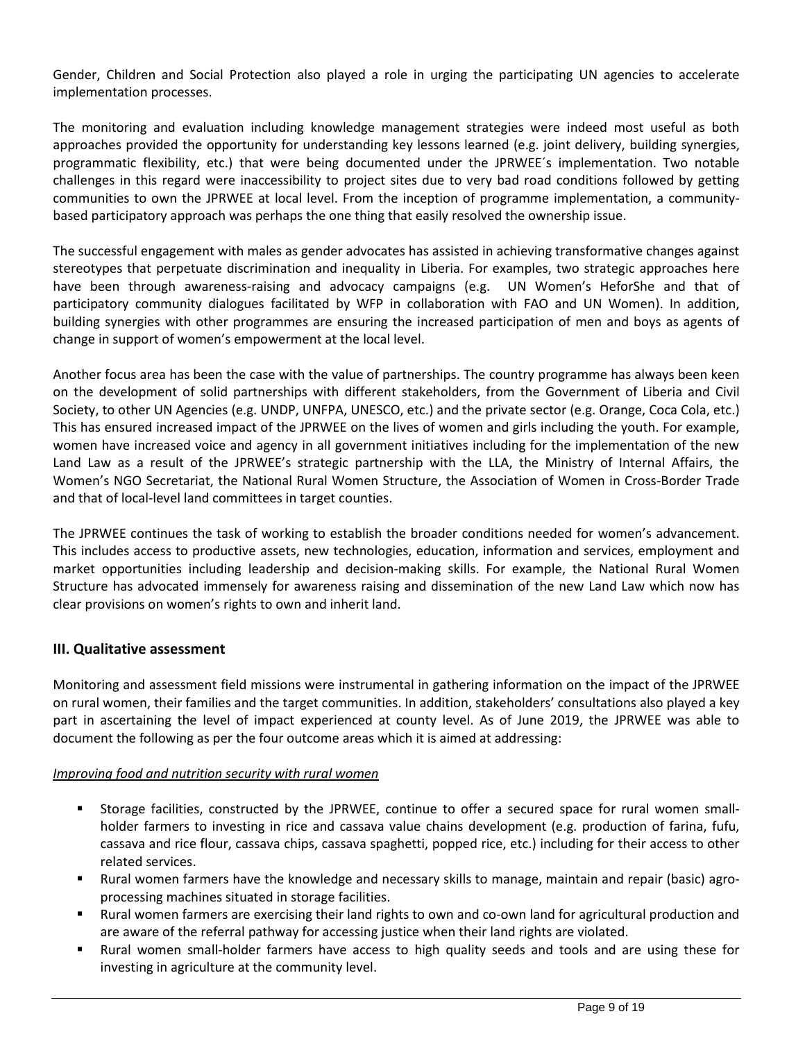Gender, Children and Social Protection also played a role in urging the participating UN agencies to accelerate implementation processes.

The monitoring and evaluation including knowledge management strategies were indeed most useful as both approaches provided the opportunity for understanding key lessons learned (e.g. joint delivery, building synergies, programmatic flexibility, etc.) that were being documented under the JPRWEE´s implementation. Two notable challenges in this regard were inaccessibility to project sites due to very bad road conditions followed by getting communities to own the JPRWEE at local level. From the inception of programme implementation, a community-based participatory approach was perhaps the one thing that easily resolved the ownership issue.

The successful engagement with males as gender advocates has assisted in achieving transformative changes against stereotypes that perpetuate discrimination and inequality in Liberia. For examples, two strategic approaches here have been through awareness-raising and advocacy campaigns (e.g. UN Women's HeforShe and that of participatory community dialogues facilitated by WFP in collaboration with FAO and UN Women). In addition, building synergies with other programmes are ensuring the increased participation of men and boys as agents of change in support of women's empowerment at the local level.

Another focus area has been the case with the value of partnerships. The country programme has always been keen on the development of solid partnerships with different stakeholders, from the Government of Liberia and Civil Society, to other UN Agencies (e.g. UNDP, UNFPA, UNESCO, etc.) and the private sector (e.g. Orange, Coca Cola, etc.) This has ensured increased impact of the JPRWEE on the lives of women and girls including the youth. For example, women have increased voice and agency in all government initiatives including for the implementation of the new Land Law as a result of the JPRWEE's strategic partnership with the LLA, the Ministry of Internal Affairs, the Women's NGO Secretariat, the National Rural Women Structure, the Association of Women in Cross-Border Trade and that of local-level land committees in target counties.

The JPRWEE continues the task of working to establish the broader conditions needed for women's advancement. This includes access to productive assets, new technologies, education, information and services, employment and market opportunities including leadership and decision-making skills. For example, the National Rural Women Structure has advocated immensely for awareness raising and dissemination of the new Land Law which now has clear provisions on women's rights to own and inherit land.

## III. Qualitative assessment

Monitoring and assessment field missions were instrumental in gathering information on the impact of the JPRWEE on rural women, their families and the target communities. In addition, stakeholders' consultations also played a key part in ascertaining the level of impact experienced at county level. As of June 2019, the JPRWEE was able to document the following as per the four outcome areas which it is aimed at addressing:

*Improving food and nutrition security with rural women*

- Storage facilities, constructed by the JPRWEE, continue to offer a secured space for rural women small-holder farmers to investing in rice and cassava value chains development (e.g. production of farina, fufu, cassava and rice flour, cassava chips, cassava spaghetti, popped rice, etc.) including for their access to other related services.
- Rural women farmers have the knowledge and necessary skills to manage, maintain and repair (basic) agro-processing machines situated in storage facilities.
- Rural women farmers are exercising their land rights to own and co-own land for agricultural production and are aware of the referral pathway for accessing justice when their land rights are violated.
- Rural women small-holder farmers have access to high quality seeds and tools and are using these for investing in agriculture at the community level.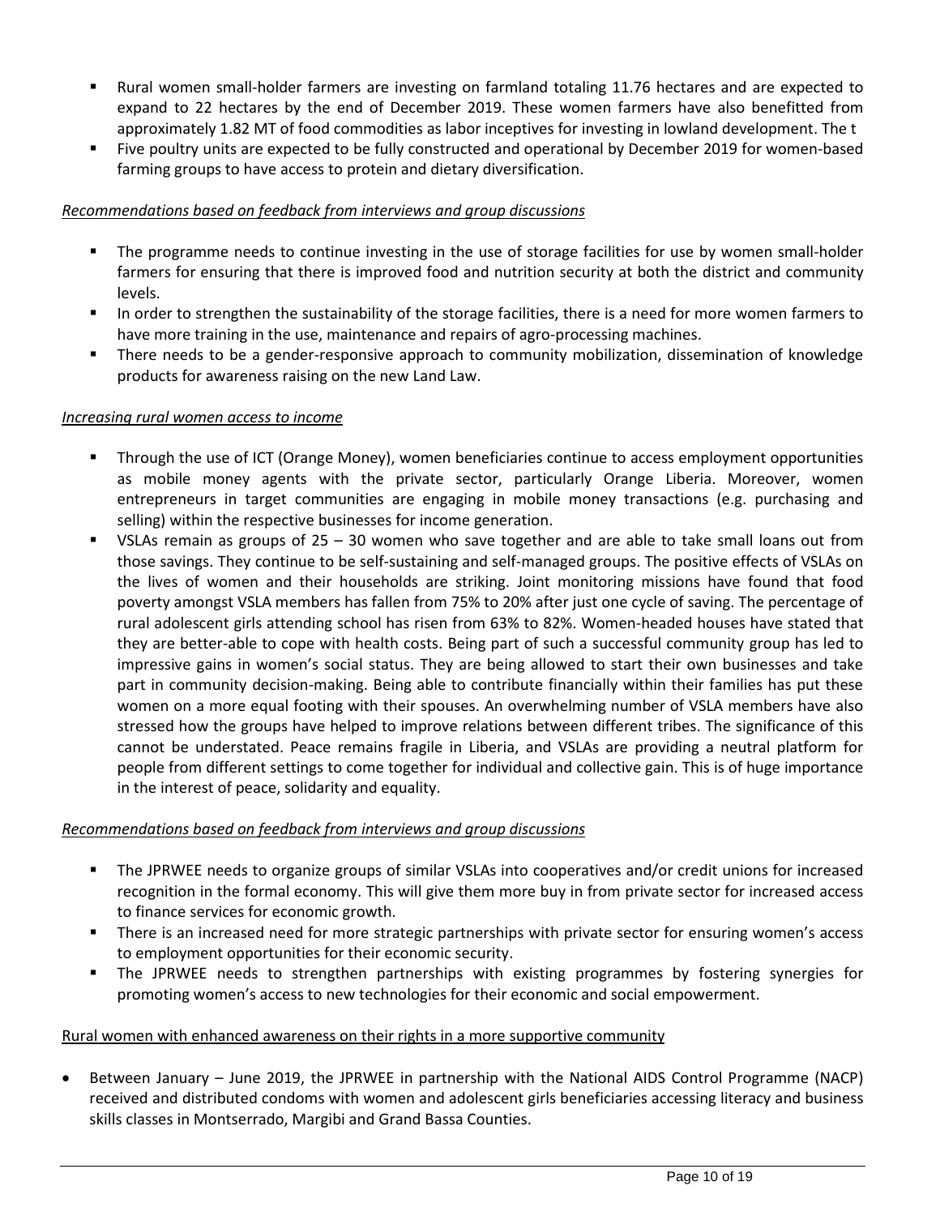- Rural women small-holder farmers are investing on farmland totaling 11.76 hectares and are expected to expand to 22 hectares by the end of December 2019. These women farmers have also benefitted from approximately 1.82 MT of food commodities as labor inceptives for investing in lowland development. The t
- Five poultry units are expected to be fully constructed and operational by December 2019 for women-based farming groups to have access to protein and dietary diversification.

*Recommendations based on feedback from interviews and group discussions*

- The programme needs to continue investing in the use of storage facilities for use by women small-holder farmers for ensuring that there is improved food and nutrition security at both the district and community levels.
- In order to strengthen the sustainability of the storage facilities, there is a need for more women farmers to have more training in the use, maintenance and repairs of agro-processing machines.
- There needs to be a gender-responsive approach to community mobilization, dissemination of knowledge products for awareness raising on the new Land Law.

*Increasing rural women access to income*

- Through the use of ICT (Orange Money), women beneficiaries continue to access employment opportunities as mobile money agents with the private sector, particularly Orange Liberia. Moreover, women entrepreneurs in target communities are engaging in mobile money transactions (e.g. purchasing and selling) within the respective businesses for income generation.
- VSLAs remain as groups of 25 – 30 women who save together and are able to take small loans out from those savings. They continue to be self-sustaining and self-managed groups. The positive effects of VSLAs on the lives of women and their households are striking. Joint monitoring missions have found that food poverty amongst VSLA members has fallen from 75% to 20% after just one cycle of saving. The percentage of rural adolescent girls attending school has risen from 63% to 82%. Women-headed houses have stated that they are better-able to cope with health costs. Being part of such a successful community group has led to impressive gains in women's social status. They are being allowed to start their own businesses and take part in community decision-making. Being able to contribute financially within their families has put these women on a more equal footing with their spouses. An overwhelming number of VSLA members have also stressed how the groups have helped to improve relations between different tribes. The significance of this cannot be understated. Peace remains fragile in Liberia, and VSLAs are providing a neutral platform for people from different settings to come together for individual and collective gain. This is of huge importance in the interest of peace, solidarity and equality.

*Recommendations based on feedback from interviews and group discussions*

- The JPRWEE needs to organize groups of similar VSLAs into cooperatives and/or credit unions for increased recognition in the formal economy. This will give them more buy in from private sector for increased access to finance services for economic growth.
- There is an increased need for more strategic partnerships with private sector for ensuring women's access to employment opportunities for their economic security.
- The JPRWEE needs to strengthen partnerships with existing programmes by fostering synergies for promoting women's access to new technologies for their economic and social empowerment.

Rural women with enhanced awareness on their rights in a more supportive community

- Between January – June 2019, the JPRWEE in partnership with the National AIDS Control Programme (NACP) received and distributed condoms with women and adolescent girls beneficiaries accessing literacy and business skills classes in Montserrado, Margibi and Grand Bassa Counties.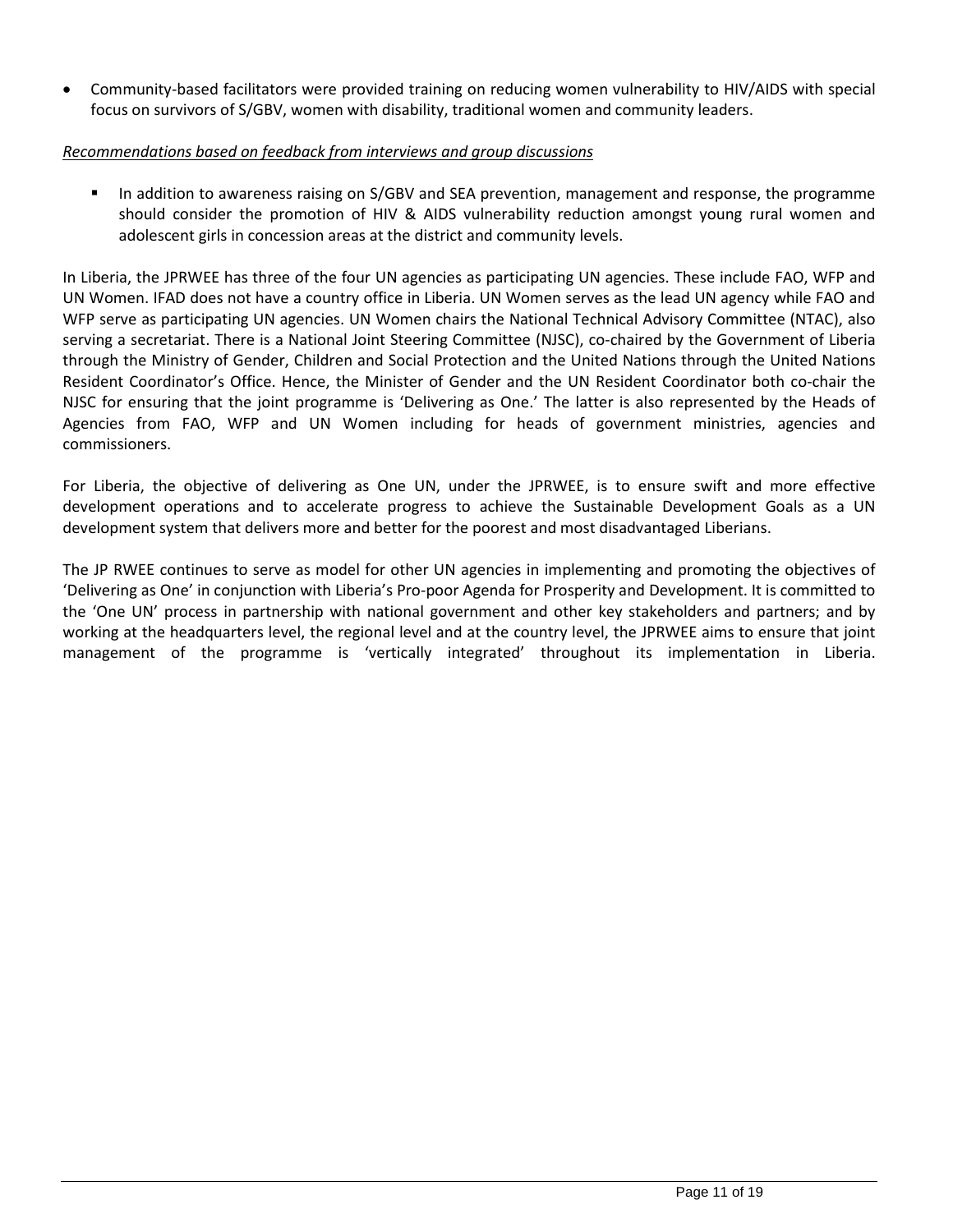- Community-based facilitators were provided training on reducing women vulnerability to HIV/AIDS with special focus on survivors of S/GBV, women with disability, traditional women and community leaders.

*Recommendations based on feedback from interviews and group discussions*

- In addition to awareness raising on S/GBV and SEA prevention, management and response, the programme should consider the promotion of HIV & AIDS vulnerability reduction amongst young rural women and adolescent girls in concession areas at the district and community levels.

In Liberia, the JPRWEE has three of the four UN agencies as participating UN agencies. These include FAO, WFP and UN Women. IFAD does not have a country office in Liberia. UN Women serves as the lead UN agency while FAO and WFP serve as participating UN agencies. UN Women chairs the National Technical Advisory Committee (NTAC), also serving a secretariat. There is a National Joint Steering Committee (NJSC), co-chaired by the Government of Liberia through the Ministry of Gender, Children and Social Protection and the United Nations through the United Nations Resident Coordinator's Office. Hence, the Minister of Gender and the UN Resident Coordinator both co-chair the NJSC for ensuring that the joint programme is 'Delivering as One.' The latter is also represented by the Heads of Agencies from FAO, WFP and UN Women including for heads of government ministries, agencies and commissioners.

For Liberia, the objective of delivering as One UN, under the JPRWEE, is to ensure swift and more effective development operations and to accelerate progress to achieve the Sustainable Development Goals as a UN development system that delivers more and better for the poorest and most disadvantaged Liberians.

The JP RWEE continues to serve as model for other UN agencies in implementing and promoting the objectives of 'Delivering as One' in conjunction with Liberia's Pro-poor Agenda for Prosperity and Development. It is committed to the 'One UN' process in partnership with national government and other key stakeholders and partners; and by working at the headquarters level, the regional level and at the country level, the JPRWEE aims to ensure that joint management of the programme is 'vertically integrated' throughout its implementation in Liberia.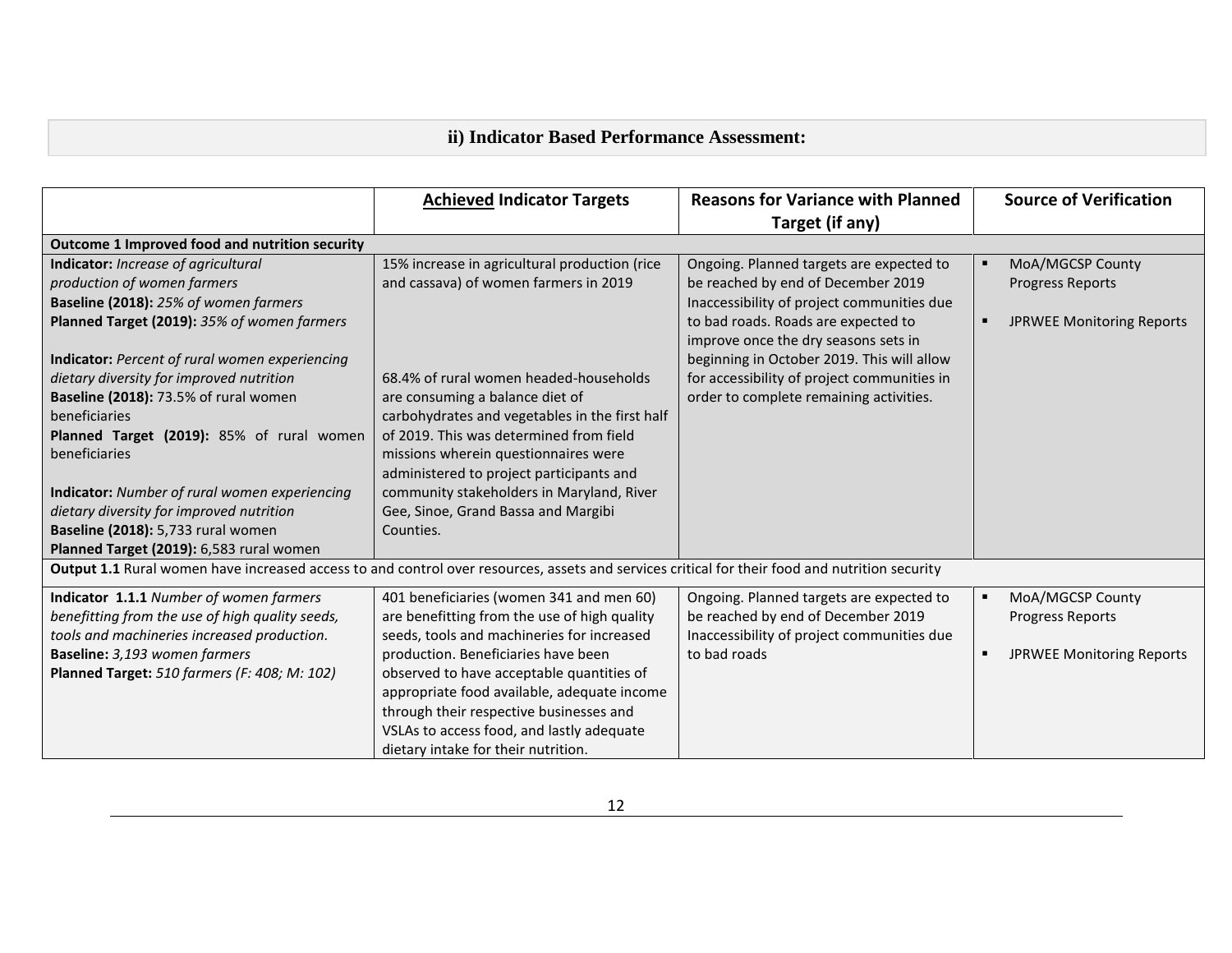## ii) Indicator Based Performance Assessment:

| | <u>Achieved</u> Indicator Targets | Reasons for Variance with Planned Target (if any) | Source of Verification |
|---|---|---|---|
| **Outcome 1 Improved food and nutrition security** | | | |
| **Indicator:** *Increase of agricultural production of women farmers*<br>**Baseline (2018):** *25% of women farmers*<br>**Planned Target (2019):** *35% of women farmers*<br><br>**Indicator:** *Percent of rural women experiencing dietary diversity for improved nutrition*<br>**Baseline (2018):** 73.5% of rural women beneficiaries<br>**Planned Target (2019):** 85% of rural women beneficiaries<br><br>**Indicator:** *Number of rural women experiencing dietary diversity for improved nutrition*<br>**Baseline (2018):** 5,733 rural women<br>**Planned Target (2019):** 6,583 rural women | 15% increase in agricultural production (rice and cassava) of women farmers in 2019<br><br>68.4% of rural women headed-households are consuming a balance diet of carbohydrates and vegetables in the first half of 2019. This was determined from field missions wherein questionnaires were administered to project participants and community stakeholders in Maryland, River Gee, Sinoe, Grand Bassa and Margibi Counties. | Ongoing. Planned targets are expected to be reached by end of December 2019 Inaccessibility of project communities due to bad roads. Roads are expected to improve once the dry seasons sets in beginning in October 2019. This will allow for accessibility of project communities in order to complete remaining activities. | ▪ MoA/MGCSP County Progress Reports<br><br>▪ JPRWEE Monitoring Reports |
| **Output 1.1** Rural women have increased access to and control over resources, assets and services critical for their food and nutrition security | | | |
| **Indicator 1.1.1** *Number of women farmers benefitting from the use of high quality seeds, tools and machineries increased production.*<br>**Baseline:** *3,193 women farmers*<br>**Planned Target:** *510 farmers (F: 408; M: 102)* | 401 beneficiaries (women 341 and men 60) are benefitting from the use of high quality seeds, tools and machineries for increased production. Beneficiaries have been observed to have acceptable quantities of appropriate food available, adequate income through their respective businesses and VSLAs to access food, and lastly adequate dietary intake for their nutrition. | Ongoing. Planned targets are expected to be reached by end of December 2019 Inaccessibility of project communities due to bad roads | ▪ MoA/MGCSP County Progress Reports<br><br>▪ JPRWEE Monitoring Reports |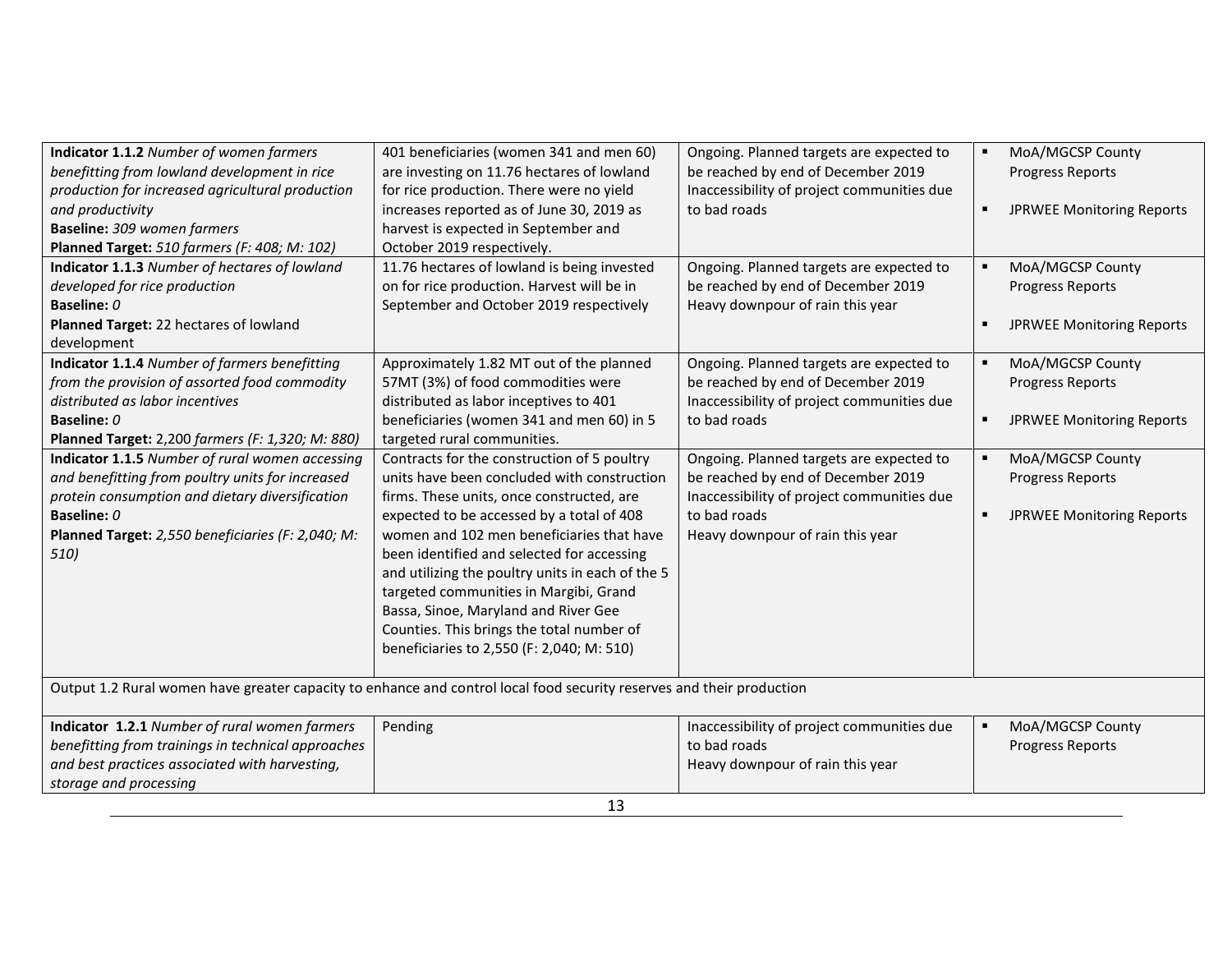| | | | |
|---|---|---|---|
| **Indicator 1.1.2** *Number of women farmers benefitting from lowland development in rice production for increased agricultural production and productivity*<br>**Baseline:** *309 women farmers*<br>**Planned Target:** *510 farmers (F: 408; M: 102)* | 401 beneficiaries (women 341 and men 60) are investing on 11.76 hectares of lowland for rice production. There were no yield increases reported as of June 30, 2019 as harvest is expected in September and October 2019 respectively. | Ongoing. Planned targets are expected to be reached by end of December 2019<br>Inaccessibility of project communities due to bad roads | ▪ MoA/MGCSP County Progress Reports<br>▪ JPRWEE Monitoring Reports |
| **Indicator 1.1.3** *Number of hectares of lowland developed for rice production*<br>**Baseline:** *0*<br>**Planned Target:** 22 hectares of lowland development | 11.76 hectares of lowland is being invested on for rice production. Harvest will be in September and October 2019 respectively | Ongoing. Planned targets are expected to be reached by end of December 2019<br>Heavy downpour of rain this year | ▪ MoA/MGCSP County Progress Reports<br>▪ JPRWEE Monitoring Reports |
| **Indicator 1.1.4** *Number of farmers benefitting from the provision of assorted food commodity distributed as labor incentives*<br>**Baseline:** *0*<br>**Planned Target:** 2,200 *farmers (F: 1,320; M: 880)* | Approximately 1.82 MT out of the planned 57MT (3%) of food commodities were distributed as labor inceptives to 401 beneficiaries (women 341 and men 60) in 5 targeted rural communities. | Ongoing. Planned targets are expected to be reached by end of December 2019<br>Inaccessibility of project communities due to bad roads | ▪ MoA/MGCSP County Progress Reports<br>▪ JPRWEE Monitoring Reports |
| **Indicator 1.1.5** *Number of rural women accessing and benefitting from poultry units for increased protein consumption and dietary diversification*<br>**Baseline:** *0*<br>**Planned Target:** *2,550 beneficiaries (F: 2,040; M: 510)* | Contracts for the construction of 5 poultry units have been concluded with construction firms. These units, once constructed, are expected to be accessed by a total of 408 women and 102 men beneficiaries that have been identified and selected for accessing and utilizing the poultry units in each of the 5 targeted communities in Margibi, Grand Bassa, Sinoe, Maryland and River Gee Counties. This brings the total number of beneficiaries to 2,550 (F: 2,040; M: 510) | Ongoing. Planned targets are expected to be reached by end of December 2019<br>Inaccessibility of project communities due to bad roads<br>Heavy downpour of rain this year | ▪ MoA/MGCSP County Progress Reports<br>▪ JPRWEE Monitoring Reports |
| Output 1.2 Rural women have greater capacity to enhance and control local food security reserves and their production | | | |
| **Indicator 1.2.1** *Number of rural women farmers benefitting from trainings in technical approaches and best practices associated with harvesting, storage and processing* | Pending | Inaccessibility of project communities due to bad roads<br>Heavy downpour of rain this year | ▪ MoA/MGCSP County Progress Reports |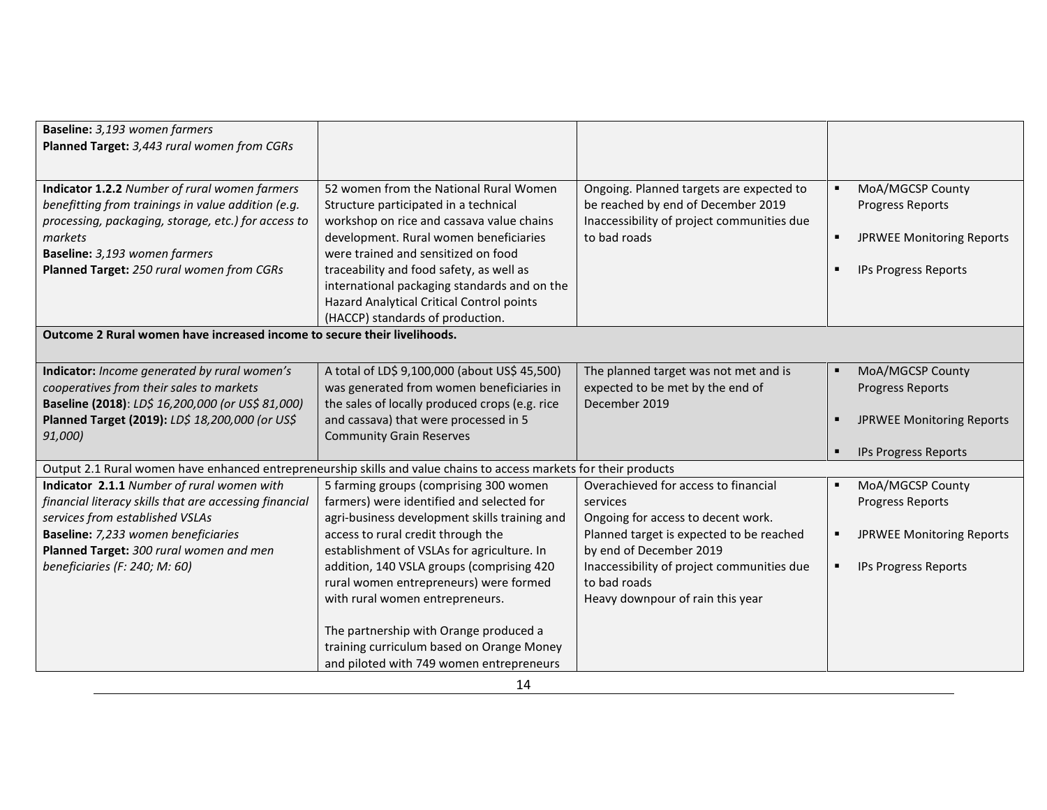| | | | |
|---|---|---|---|
| **Baseline:** *3,193 women farmers*<br>**Planned Target:** *3,443 rural women from CGRs* | | | |
| **Indicator 1.2.2** *Number of rural women farmers benefitting from trainings in value addition (e.g. processing, packaging, storage, etc.) for access to markets*<br>**Baseline:** *3,193 women farmers*<br>**Planned Target:** *250 rural women from CGRs* | 52 women from the National Rural Women Structure participated in a technical workshop on rice and cassava value chains development. Rural women beneficiaries were trained and sensitized on food traceability and food safety, as well as international packaging standards and on the Hazard Analytical Critical Control points (HACCP) standards of production. | Ongoing. Planned targets are expected to be reached by end of December 2019<br>Inaccessibility of project communities due to bad roads | ▪ MoA/MGCSP County Progress Reports<br>▪ JPRWEE Monitoring Reports<br>▪ IPs Progress Reports |
| **Outcome 2 Rural women have increased income to secure their livelihoods.** | | | |
| **Indicator:** *Income generated by rural women's cooperatives from their sales to markets*<br>**Baseline (2018)**: *LD$ 16,200,000 (or US$ 81,000)*<br>**Planned Target (2019):** *LD$ 18,200,000 (or US$ 91,000)* | A total of LD$ 9,100,000 (about US$ 45,500) was generated from women beneficiaries in the sales of locally produced crops (e.g. rice and cassava) that were processed in 5 Community Grain Reserves | The planned target was not met and is expected to be met by the end of December 2019 | ▪ MoA/MGCSP County Progress Reports<br>▪ JPRWEE Monitoring Reports<br>▪ IPs Progress Reports |
| Output 2.1 Rural women have enhanced entrepreneurship skills and value chains to access markets for their products | | | |
| **Indicator 2.1.1** *Number of rural women with financial literacy skills that are accessing financial services from established VSLAs*<br>**Baseline:** *7,233 women beneficiaries*<br>**Planned Target:** *300 rural women and men beneficiaries (F: 240; M: 60)* | 5 farming groups (comprising 300 women farmers) were identified and selected for agri-business development skills training and access to rural credit through the establishment of VSLAs for agriculture. In addition, 140 VSLA groups (comprising 420 rural women entrepreneurs) were formed with rural women entrepreneurs.<br><br>The partnership with Orange produced a training curriculum based on Orange Money and piloted with 749 women entrepreneurs | Overachieved for access to financial services<br>Ongoing for access to decent work.<br>Planned target is expected to be reached by end of December 2019<br>Inaccessibility of project communities due to bad roads<br>Heavy downpour of rain this year | ▪ MoA/MGCSP County Progress Reports<br>▪ JPRWEE Monitoring Reports<br>▪ IPs Progress Reports |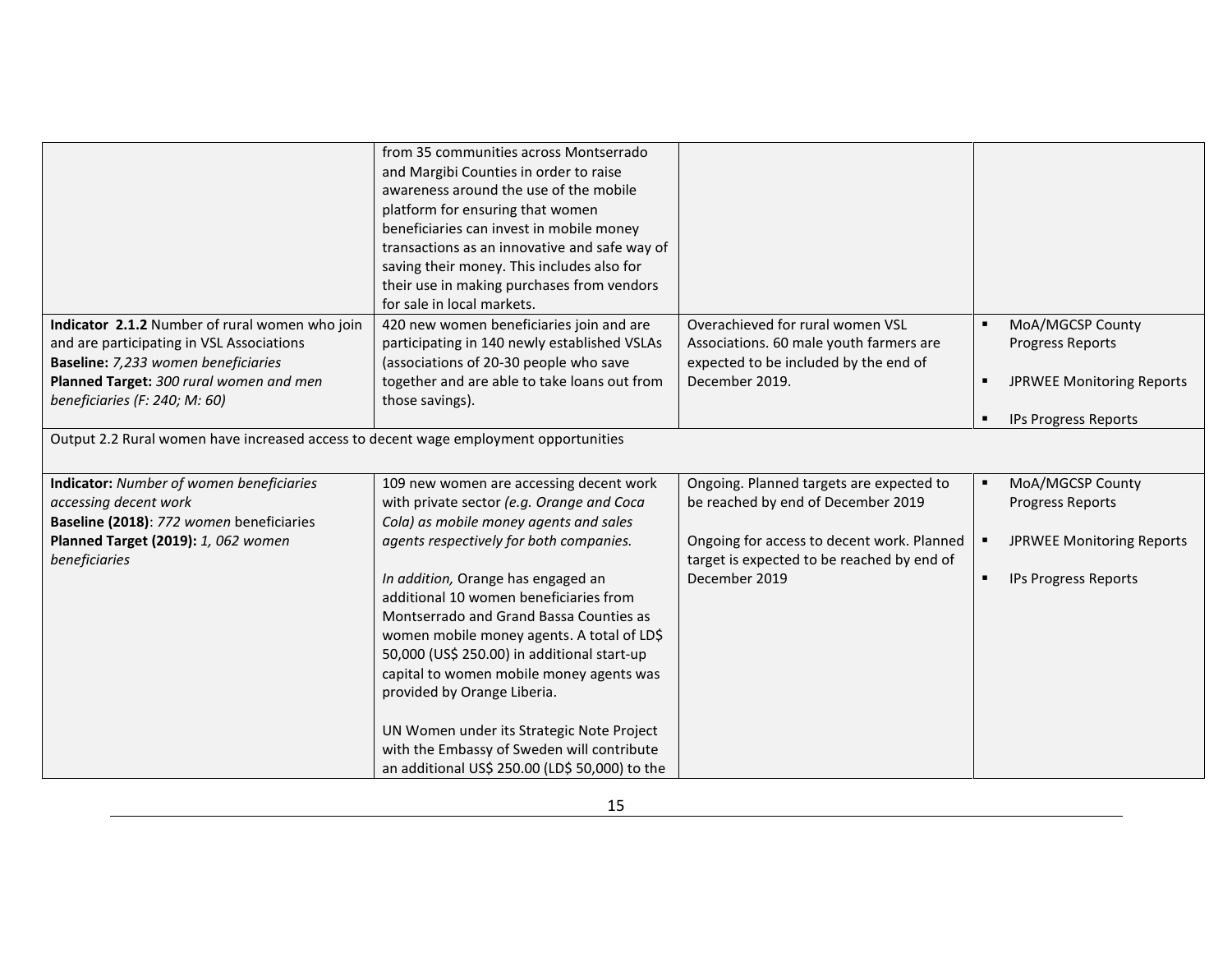| | | | |
|---|---|---|---|
| | from 35 communities across Montserrado and Margibi Counties in order to raise awareness around the use of the mobile platform for ensuring that women beneficiaries can invest in mobile money transactions as an innovative and safe way of saving their money. This includes also for their use in making purchases from vendors for sale in local markets. | | |
| **Indicator 2.1.2** Number of rural women who join and are participating in VSL Associations<br>**Baseline:** *7,233 women beneficiaries*<br>**Planned Target:** *300 rural women and men beneficiaries (F: 240; M: 60)* | 420 new women beneficiaries join and are participating in 140 newly established VSLAs (associations of 20-30 people who save together and are able to take loans out from those savings). | Overachieved for rural women VSL Associations. 60 male youth farmers are expected to be included by the end of December 2019. | ▪ MoA/MGCSP County Progress Reports<br>▪ JPRWEE Monitoring Reports<br>▪ IPs Progress Reports |
| Output 2.2 Rural women have increased access to decent wage employment opportunities | | | |
| **Indicator:** *Number of women beneficiaries accessing decent work*<br>**Baseline (2018)**: *772 women* beneficiaries<br>**Planned Target (2019):** *1, 062 women beneficiaries* | 109 new women are accessing decent work with private sector *(e.g. Orange and Coca Cola) as mobile money agents and sales agents respectively for both companies.*<br><br>*In addition,* Orange has engaged an additional 10 women beneficiaries from Montserrado and Grand Bassa Counties as women mobile money agents. A total of LD$ 50,000 (US$ 250.00) in additional start-up capital to women mobile money agents was provided by Orange Liberia.<br><br>UN Women under its Strategic Note Project with the Embassy of Sweden will contribute an additional US$ 250.00 (LD$ 50,000) to the | Ongoing. Planned targets are expected to be reached by end of December 2019<br><br>Ongoing for access to decent work. Planned target is expected to be reached by end of December 2019 | ▪ MoA/MGCSP County Progress Reports<br>▪ JPRWEE Monitoring Reports<br>▪ IPs Progress Reports |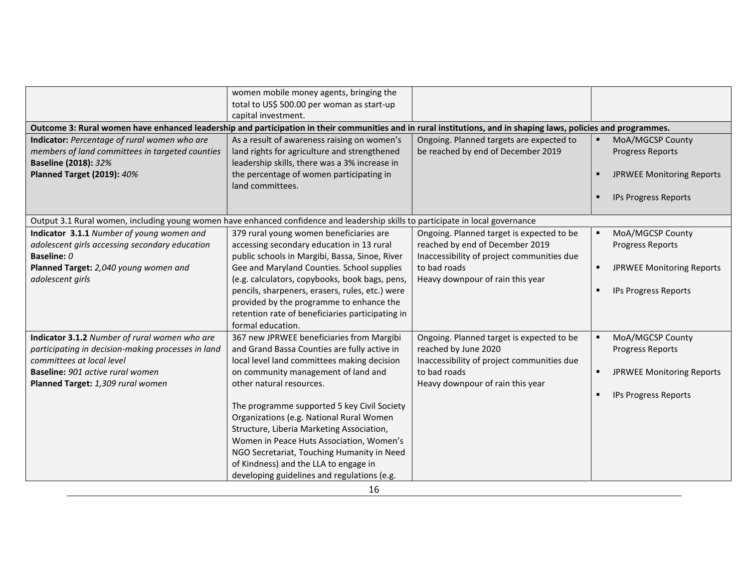| | | | |
|---|---|---|---|
| | women mobile money agents, bringing the total to US$ 500.00 per woman as start-up capital investment. | | |
| **Outcome 3: Rural women have enhanced leadership and participation in their communities and in rural institutions, and in shaping laws, policies and programmes.** | | | |
| **Indicator:** *Percentage of rural women who are members of land committees in targeted counties*<br>**Baseline (2018):** *32%*<br>**Planned Target (2019):** *40%* | As a result of awareness raising on women's land rights for agriculture and strengthened leadership skills, there was a 3% increase in the percentage of women participating in land committees. | Ongoing. Planned targets are expected to be reached by end of December 2019 | ▪ MoA/MGCSP County Progress Reports<br>▪ JPRWEE Monitoring Reports<br>▪ IPs Progress Reports |
| Output 3.1 Rural women, including young women have enhanced confidence and leadership skills to participate in local governance | | | |
| **Indicator 3.1.1** *Number of young women and adolescent girls accessing secondary education*<br>**Baseline:** *0*<br>**Planned Target:** *2,040 young women and adolescent girls* | 379 rural young women beneficiaries are accessing secondary education in 13 rural public schools in Margibi, Bassa, Sinoe, River Gee and Maryland Counties. School supplies (e.g. calculators, copybooks, book bags, pens, pencils, sharpeners, erasers, rules, etc.) were provided by the programme to enhance the retention rate of beneficiaries participating in formal education. | Ongoing. Planned target is expected to be reached by end of December 2019<br>Inaccessibility of project communities due to bad roads<br>Heavy downpour of rain this year | ▪ MoA/MGCSP County Progress Reports<br>▪ JPRWEE Monitoring Reports<br>▪ IPs Progress Reports |
| **Indicator 3.1.2** *Number of rural women who are participating in decision-making processes in land committees at local level*<br>**Baseline:** *901 active rural women*<br>**Planned Target:** *1,309 rural women* | 367 new JPRWEE beneficiaries from Margibi and Grand Bassa Counties are fully active in local level land committees making decision on community management of land and other natural resources.<br><br>The programme supported 5 key Civil Society Organizations (e.g. National Rural Women Structure, Liberia Marketing Association, Women in Peace Huts Association, Women's NGO Secretariat, Touching Humanity in Need of Kindness) and the LLA to engage in developing guidelines and regulations (e.g. | Ongoing. Planned target is expected to be reached by June 2020<br>Inaccessibility of project communities due to bad roads<br>Heavy downpour of rain this year | ▪ MoA/MGCSP County Progress Reports<br>▪ JPRWEE Monitoring Reports<br>▪ IPs Progress Reports |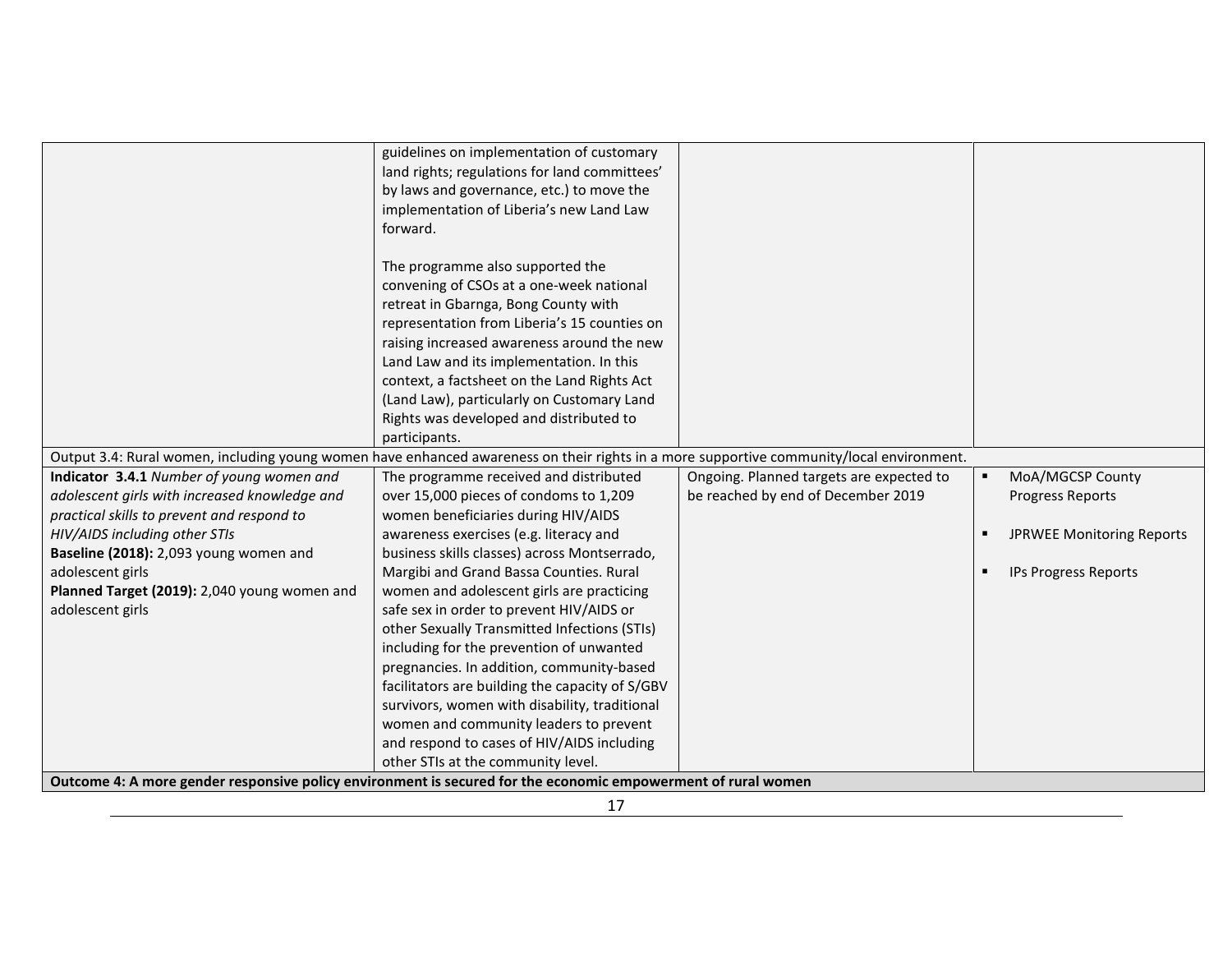| | | | |
|---|---|---|---|
| | guidelines on implementation of customary land rights; regulations for land committees' by laws and governance, etc.) to move the implementation of Liberia's new Land Law forward.<br><br>The programme also supported the convening of CSOs at a one-week national retreat in Gbarnga, Bong County with representation from Liberia's 15 counties on raising increased awareness around the new Land Law and its implementation. In this context, a factsheet on the Land Rights Act (Land Law), particularly on Customary Land Rights was developed and distributed to participants. | | |
| Output 3.4: Rural women, including young women have enhanced awareness on their rights in a more supportive community/local environment. | | | |
| **Indicator 3.4.1** *Number of young women and adolescent girls with increased knowledge and practical skills to prevent and respond to HIV/AIDS including other STIs*<br>**Baseline (2018):** 2,093 young women and adolescent girls<br>**Planned Target (2019):** 2,040 young women and adolescent girls | The programme received and distributed over 15,000 pieces of condoms to 1,209 women beneficiaries during HIV/AIDS awareness exercises (e.g. literacy and business skills classes) across Montserrado, Margibi and Grand Bassa Counties. Rural women and adolescent girls are practicing safe sex in order to prevent HIV/AIDS or other Sexually Transmitted Infections (STIs) including for the prevention of unwanted pregnancies. In addition, community-based facilitators are building the capacity of S/GBV survivors, women with disability, traditional women and community leaders to prevent and respond to cases of HIV/AIDS including other STIs at the community level. | Ongoing. Planned targets are expected to be reached by end of December 2019 | ▪ MoA/MGCSP County Progress Reports<br><br>▪ JPRWEE Monitoring Reports<br><br>▪ IPs Progress Reports |
| **Outcome 4: A more gender responsive policy environment is secured for the economic empowerment of rural women** | | | |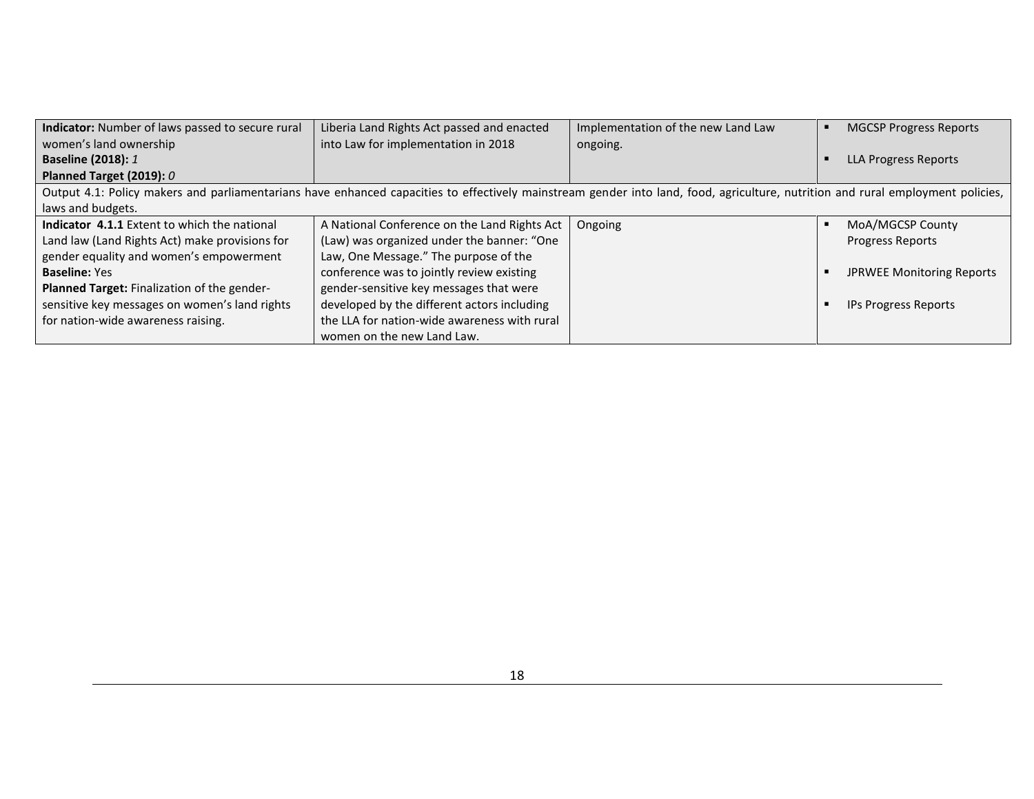| | | | |
|---|---|---|---|
| **Indicator:** Number of laws passed to secure rural women's land ownership<br>**Baseline (2018):** *1*<br>**Planned Target (2019):** *0* | Liberia Land Rights Act passed and enacted into Law for implementation in 2018 | Implementation of the new Land Law ongoing. | ▪ MGCSP Progress Reports<br>▪ LLA Progress Reports |
| Output 4.1: Policy makers and parliamentarians have enhanced capacities to effectively mainstream gender into land, food, agriculture, nutrition and rural employment policies, laws and budgets. | | | |
| **Indicator 4.1.1** Extent to which the national Land law (Land Rights Act) make provisions for gender equality and women's empowerment<br>**Baseline:** Yes<br>**Planned Target:** Finalization of the gender-sensitive key messages on women's land rights for nation-wide awareness raising. | A National Conference on the Land Rights Act (Law) was organized under the banner: "One Law, One Message." The purpose of the conference was to jointly review existing gender-sensitive key messages that were developed by the different actors including the LLA for nation-wide awareness with rural women on the new Land Law. | Ongoing | ▪ MoA/MGCSP County Progress Reports<br>▪ JPRWEE Monitoring Reports<br>▪ IPs Progress Reports |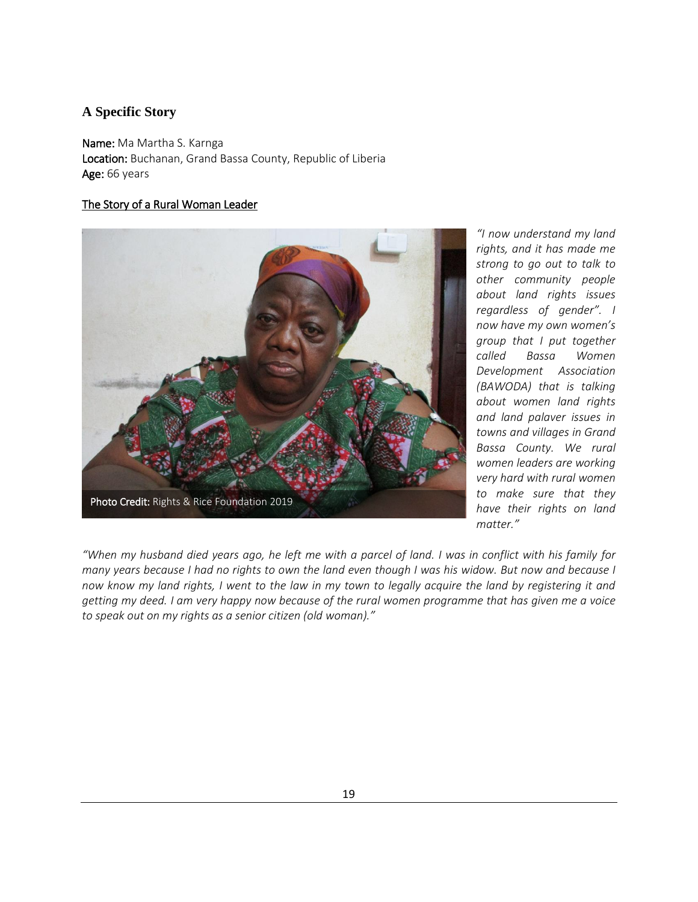### A Specific Story

**Name:** Ma Martha S. Karnga
**Location:** Buchanan, Grand Bassa County, Republic of Liberia
**Age:** 66 years

**The Story of a Rural Woman Leader**

**Photo Credit:** Rights & Rice Foundation 2019

*"I now understand my land rights, and it has made me strong to go out to talk to other community people about land rights issues regardless of gender". I now have my own women's group that I put together called Bassa Women Development Association (BAWODA) that is talking about women land rights and land palaver issues in towns and villages in Grand Bassa County. We rural women leaders are working very hard with rural women to make sure that they have their rights on land matter."*

*"When my husband died years ago, he left me with a parcel of land. I was in conflict with his family for many years because I had no rights to own the land even though I was his widow. But now and because I now know my land rights, I went to the law in my town to legally acquire the land by registering it and getting my deed. I am very happy now because of the rural women programme that has given me a voice to speak out on my rights as a senior citizen (old woman)."*